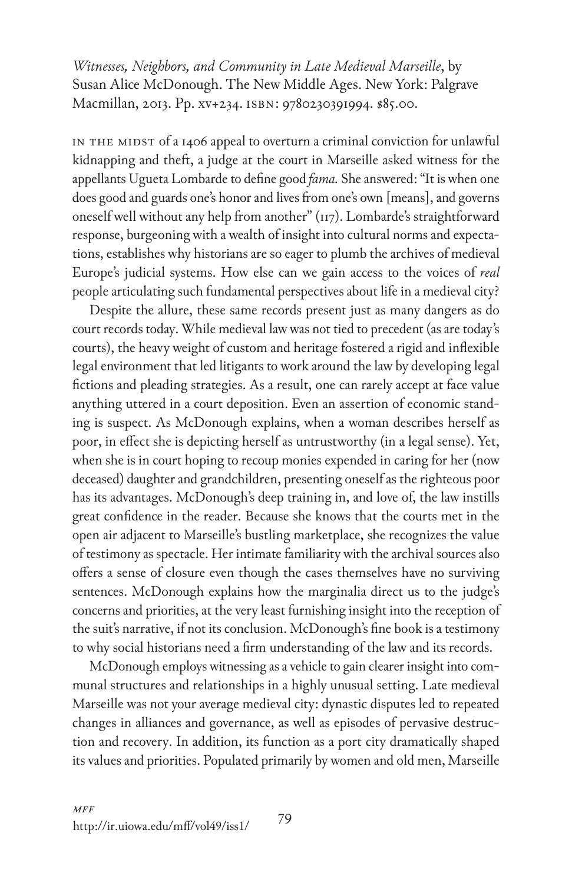*Witnesses, Neighbors, and Community in Late Medieval Marseille*, by Susan Alice McDonough. The New Middle Ages. New York: Palgrave Macmillan, 2013. Pp. xv+234. ISBN: 9780230391994. $85.00.

IN THE MIDST of a 1406 appeal to overturn a criminal conviction for unlawful kidnapping and theft, a judge at the court in Marseille asked witness for the appellants Ugueta Lombarde to define good *fama.* She answered: "It is when one does good and guards one's honor and lives from one's own [means], and governs oneself well without any help from another" (117). Lombarde's straightforward response, burgeoning with a wealth of insight into cultural norms and expectations, establishes why historians are so eager to plumb the archives of medieval Europe's judicial systems. How else can we gain access to the voices of *real* people articulating such fundamental perspectives about life in a medieval city?

Despite the allure, these same records present just as many dangers as do court records today. While medieval law was not tied to precedent (as are today's courts), the heavy weight of custom and heritage fostered a rigid and inflexible legal environment that led litigants to work around the law by developing legal fictions and pleading strategies. As a result, one can rarely accept at face value anything uttered in a court deposition. Even an assertion of economic standing is suspect. As McDonough explains, when a woman describes herself as poor, in effect she is depicting herself as untrustworthy (in a legal sense). Yet, when she is in court hoping to recoup monies expended in caring for her (now deceased) daughter and grandchildren, presenting oneself as the righteous poor has its advantages. McDonough's deep training in, and love of, the law instills great confidence in the reader. Because she knows that the courts met in the open air adjacent to Marseille's bustling marketplace, she recognizes the value of testimony as spectacle. Her intimate familiarity with the archival sources also offers a sense of closure even though the cases themselves have no surviving sentences. McDonough explains how the marginalia direct us to the judge's concerns and priorities, at the very least furnishing insight into the reception of the suit's narrative, if not its conclusion. McDonough's fine book is a testimony to why social historians need a firm understanding of the law and its records.

McDonough employs witnessing as a vehicle to gain clearer insight into communal structures and relationships in a highly unusual setting. Late medieval Marseille was not your average medieval city: dynastic disputes led to repeated changes in alliances and governance, as well as episodes of pervasive destruction and recovery. In addition, its function as a port city dramatically shaped its values and priorities. Populated primarily by women and old men, Marseille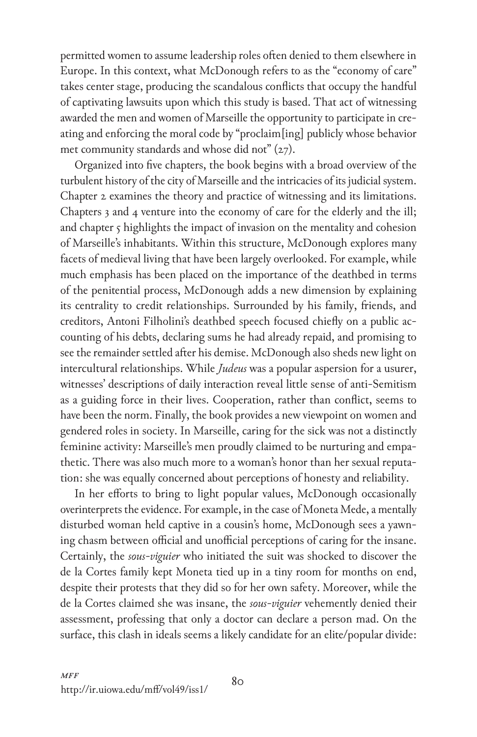permitted women to assume leadership roles often denied to them elsewhere in Europe. In this context, what McDonough refers to as the "economy of care" takes center stage, producing the scandalous conflicts that occupy the handful of captivating lawsuits upon which this study is based. That act of witnessing awarded the men and women of Marseille the opportunity to participate in creating and enforcing the moral code by "proclaim[ing] publicly whose behavior met community standards and whose did not" (27).

Organized into five chapters, the book begins with a broad overview of the turbulent history of the city of Marseille and the intricacies of its judicial system. Chapter 2 examines the theory and practice of witnessing and its limitations. Chapters 3 and 4 venture into the economy of care for the elderly and the ill; and chapter 5 highlights the impact of invasion on the mentality and cohesion of Marseille's inhabitants. Within this structure, McDonough explores many facets of medieval living that have been largely overlooked. For example, while much emphasis has been placed on the importance of the deathbed in terms of the penitential process, McDonough adds a new dimension by explaining its centrality to credit relationships. Surrounded by his family, friends, and creditors, Antoni Filholini's deathbed speech focused chiefly on a public accounting of his debts, declaring sums he had already repaid, and promising to see the remainder settled after his demise. McDonough also sheds new light on intercultural relationships. While *Judeus* was a popular aspersion for a usurer, witnesses' descriptions of daily interaction reveal little sense of anti-Semitism as a guiding force in their lives. Cooperation, rather than conflict, seems to have been the norm. Finally, the book provides a new viewpoint on women and gendered roles in society. In Marseille, caring for the sick was not a distinctly feminine activity: Marseille's men proudly claimed to be nurturing and empathetic. There was also much more to a woman's honor than her sexual reputation: she was equally concerned about perceptions of honesty and reliability.

In her efforts to bring to light popular values, McDonough occasionally overinterprets the evidence. For example, in the case of Moneta Mede, a mentally disturbed woman held captive in a cousin's home, McDonough sees a yawning chasm between official and unofficial perceptions of caring for the insane. Certainly, the *sous-viguier* who initiated the suit was shocked to discover the de la Cortes family kept Moneta tied up in a tiny room for months on end, despite their protests that they did so for her own safety. Moreover, while the de la Cortes claimed she was insane, the *sous-viguier* vehemently denied their assessment, professing that only a doctor can declare a person mad. On the surface, this clash in ideals seems a likely candidate for an elite/popular divide: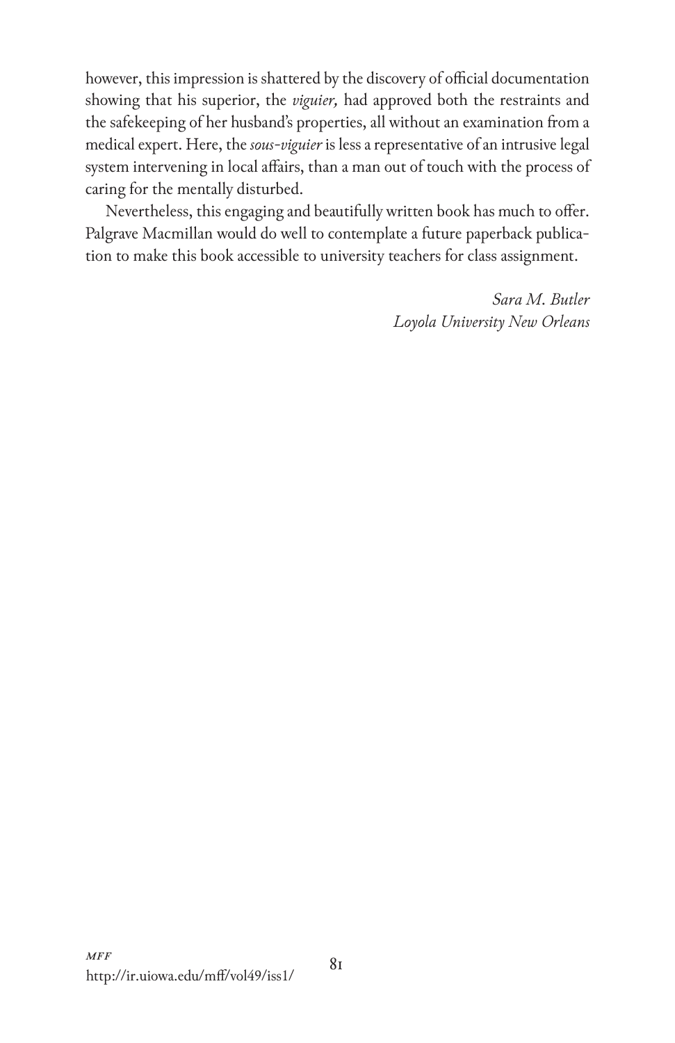however, this impression is shattered by the discovery of official documentation showing that his superior, the *viguier,* had approved both the restraints and the safekeeping of her husband's properties, all without an examination from a medical expert. Here, the *sous-viguier* is less a representative of an intrusive legal system intervening in local affairs, than a man out of touch with the process of caring for the mentally disturbed.

Nevertheless, this engaging and beautifully written book has much to offer. Palgrave Macmillan would do well to contemplate a future paperback publication to make this book accessible to university teachers for class assignment.

*Sara M. Butler*
*Loyola University New Orleans*